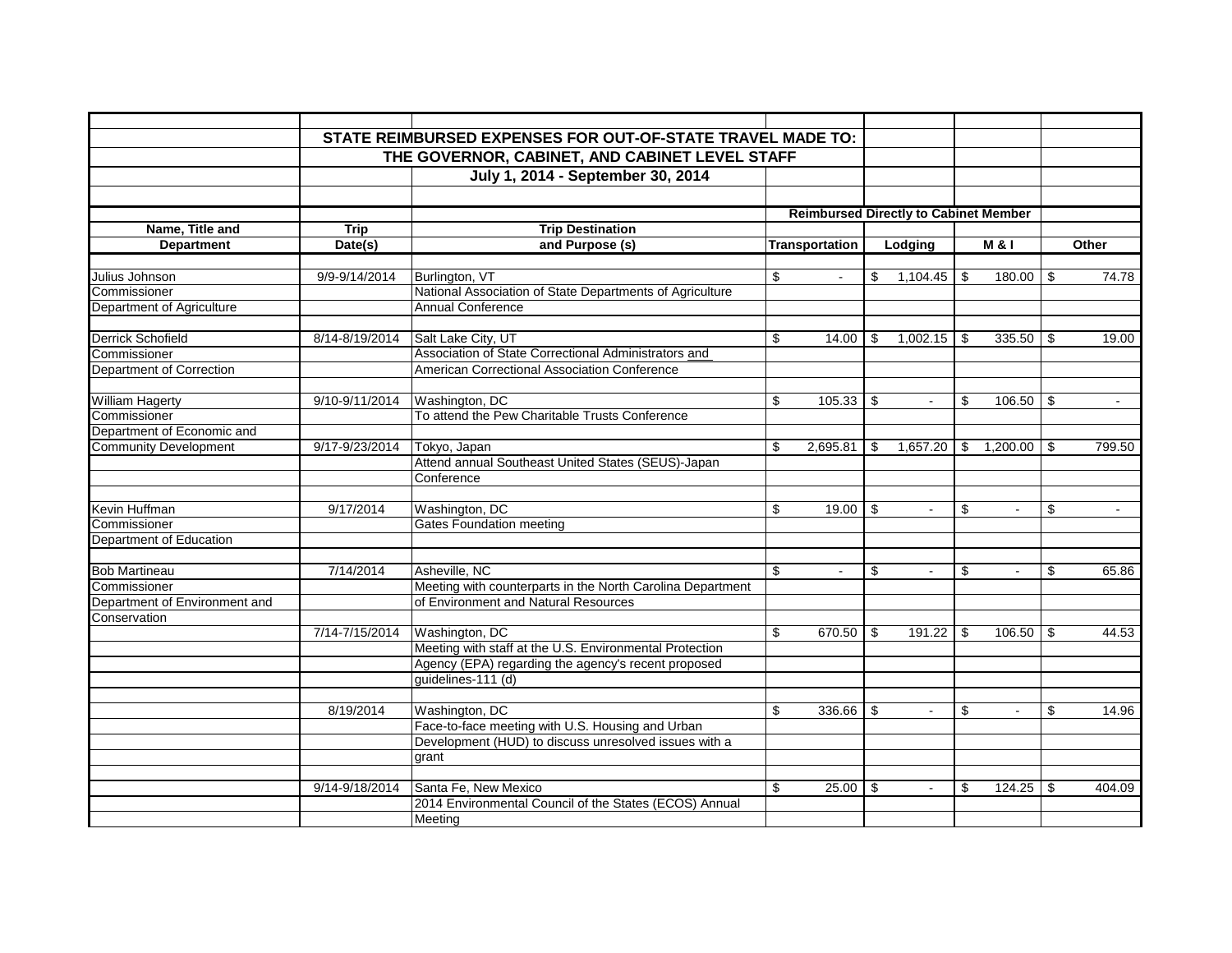# STATE REIMBURSED EXPENSES FOR OUT-OF-STATE TRAVEL MADE TO: THE GOVERNOR, CABINET, AND CABINET LEVEL STAFF

## July 1, 2014 - September 30, 2014

| Name, Title and Department | Trip Date(s) | Trip Destination and Purpose (s) | Transportation (Reimbursed Directly to Cabinet Member) | Lodging (Reimbursed Directly to Cabinet Member) | M & I (Reimbursed Directly to Cabinet Member) | Other |
|---|---|---|---|---|---|---|
| Julius Johnson | 9/9-9/14/2014 | Burlington, VT | $ - | $ 1,104.45 | $ 180.00 | $ 74.78 |
| Commissioner | | National Association of State Departments of Agriculture | | | | |
| Department of Agriculture | | Annual Conference | | | | |
| | | | | | | |
| Derrick Schofield | 8/14-8/19/2014 | Salt Lake City, UT | $ 14.00 | $ 1,002.15 | $ 335.50 | $ 19.00 |
| Commissioner | | Association of State Correctional Administrators and | | | | |
| Department of Correction | | American Correctional Association Conference | | | | |
| | | | | | | |
| William Hagerty | 9/10-9/11/2014 | Washington, DC | $ 105.33 | $ - | $ 106.50 | $ - |
| Commissioner | | To attend the Pew Charitable Trusts Conference | | | | |
| Department of Economic and | | | | | | |
| Community Development | 9/17-9/23/2014 | Tokyo, Japan | $ 2,695.81 | $ 1,657.20 | $ 1,200.00 | $ 799.50 |
| | | Attend annual Southeast United States (SEUS)-Japan | | | | |
| | | Conference | | | | |
| | | | | | | |
| Kevin Huffman | 9/17/2014 | Washington, DC | $ 19.00 | $ - | $ - | $ - |
| Commissioner | | Gates Foundation meeting | | | | |
| Department of Education | | | | | | |
| | | | | | | |
| Bob Martineau | 7/14/2014 | Asheville, NC | $ - | $ - | $ - | $ 65.86 |
| Commissioner | | Meeting with counterparts in the North Carolina Department | | | | |
| Department of Environment and | | of Environment and Natural Resources | | | | |
| Conservation | | | | | | |
| | 7/14-7/15/2014 | Washington, DC | $ 670.50 | $ 191.22 | $ 106.50 | $ 44.53 |
| | | Meeting with staff at the U.S. Environmental Protection | | | | |
| | | Agency (EPA) regarding the agency's recent proposed | | | | |
| | | guidelines-111 (d) | | | | |
| | | | | | | |
| | 8/19/2014 | Washington, DC | $ 336.66 | $ - | $ - | $ 14.96 |
| | | Face-to-face meeting with U.S. Housing and Urban | | | | |
| | | Development (HUD) to discuss unresolved issues with a | | | | |
| | | grant | | | | |
| | | | | | | |
| | 9/14-9/18/2014 | Santa Fe, New Mexico | $ 25.00 | $ - | $ 124.25 | $ 404.09 |
| | | 2014 Environmental Council of the States (ECOS) Annual | | | | |
| | | Meeting | | | | |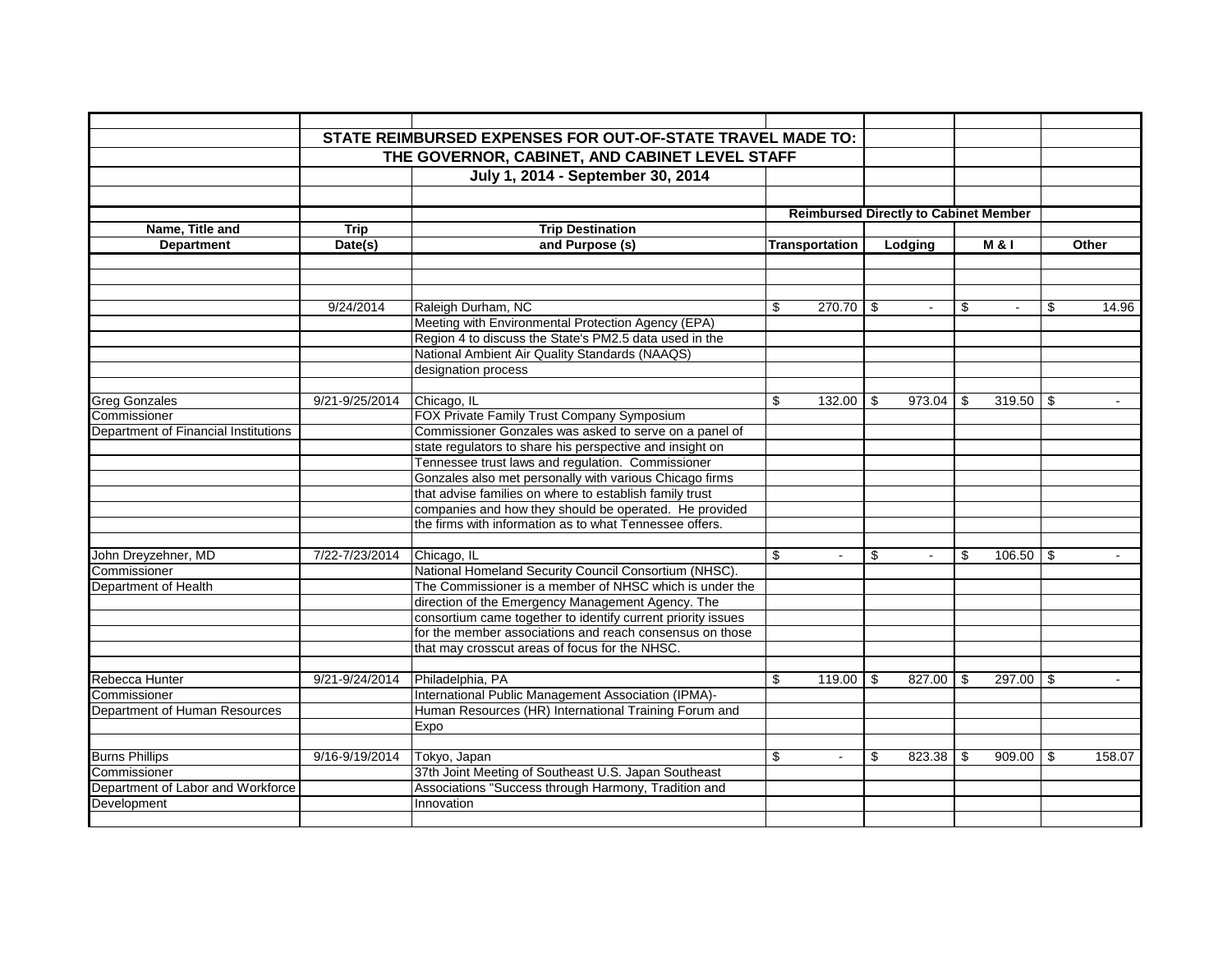## STATE REIMBURSED EXPENSES FOR OUT-OF-STATE TRAVEL MADE TO:
## THE GOVERNOR, CABINET, AND CABINET LEVEL STAFF
### July 1, 2014 - September 30, 2014

| Name, Title and Department | Trip Date(s) | Trip Destination and Purpose (s) | Reimbursed Directly to Cabinet Member: Transportation | Lodging | M & I | Other |
|---|---|---|---|---|---|---|
| | 9/24/2014 | Raleigh Durham, NC<br>Meeting with Environmental Protection Agency (EPA) Region 4 to discuss the State's PM2.5 data used in the National Ambient Air Quality Standards (NAAQS) designation process | $ 270.70 | $ - | $ - | $ 14.96 |
| Greg Gonzales<br>Commissioner<br>Department of Financial Institutions | 9/21-9/25/2014 | Chicago, IL<br>FOX Private Family Trust Company Symposium<br>Commissioner Gonzales was asked to serve on a panel of state regulators to share his perspective and insight on Tennessee trust laws and regulation. Commissioner Gonzales also met personally with various Chicago firms that advise families on where to establish family trust companies and how they should be operated. He provided the firms with information as to what Tennessee offers. | $ 132.00 | $ 973.04 | $ 319.50 | $ - |
| John Dreyzehner, MD<br>Commissioner<br>Department of Health | 7/22-7/23/2014 | Chicago, IL<br>National Homeland Security Council Consortium (NHSC). The Commissioner is a member of NHSC which is under the direction of the Emergency Management Agency. The consortium came together to identify current priority issues for the member associations and reach consensus on those that may crosscut areas of focus for the NHSC. | $ - | $ - | $ 106.50 | $ - |
| Rebecca Hunter<br>Commissioner<br>Department of Human Resources | 9/21-9/24/2014 | Philadelphia, PA<br>International Public Management Association (IPMA)-Human Resources (HR) International Training Forum and Expo | $ 119.00 | $ 827.00 | $ 297.00 | $ - |
| Burns Phillips<br>Commissioner<br>Department of Labor and Workforce Development | 9/16-9/19/2014 | Tokyo, Japan<br>37th Joint Meeting of Southeast U.S. Japan Southeast Associations "Success through Harmony, Tradition and Innovation | $ - | $ 823.38 | $ 909.00 | $ 158.07 |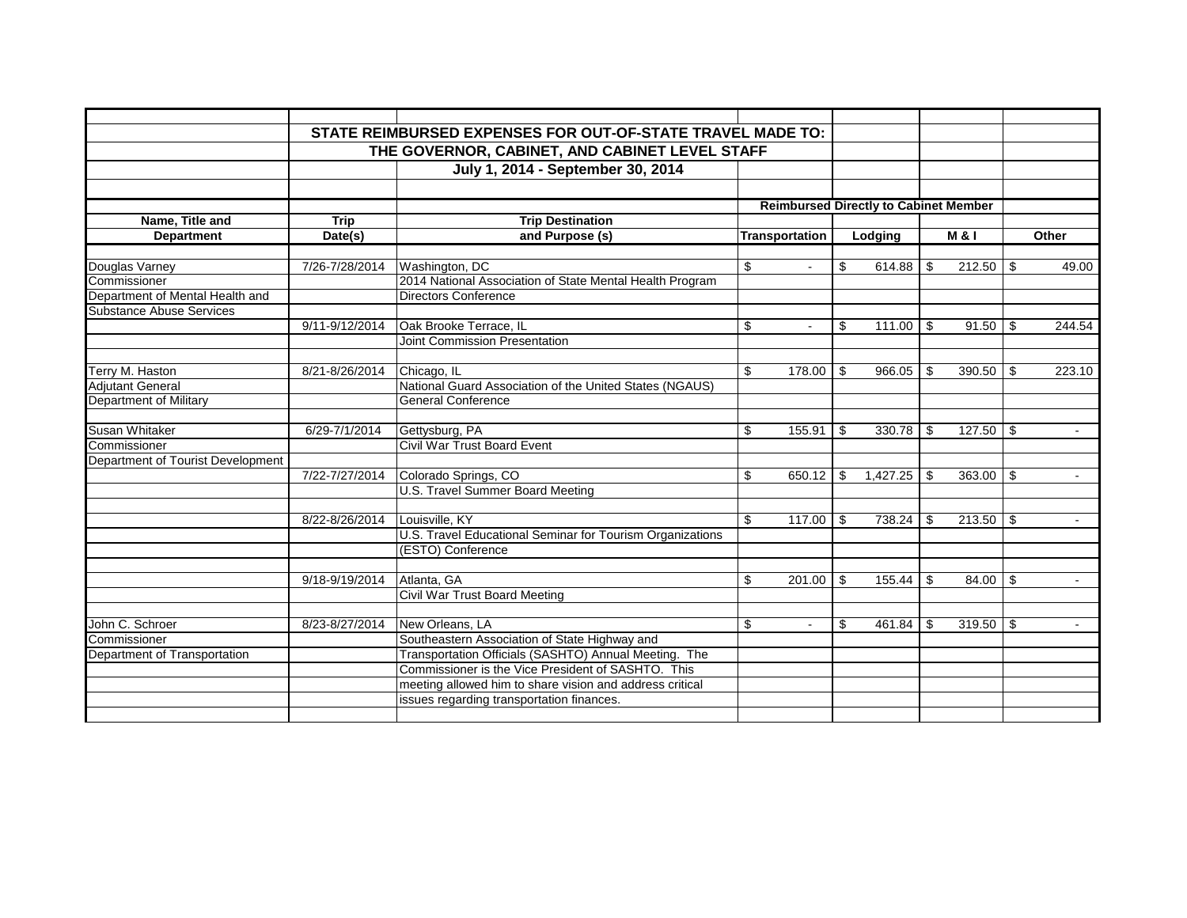## STATE REIMBURSED EXPENSES FOR OUT-OF-STATE TRAVEL MADE TO: THE GOVERNOR, CABINET, AND CABINET LEVEL STAFF

### July 1, 2014 - September 30, 2014

| | | | Reimbursed Directly to Cabinet Member | | | |
|---|---|---|---|---|---|---|
| **Name, Title and Department** | **Trip Date(s)** | **Trip Destination and Purpose (s)** | **Transportation** | **Lodging** | **M & I** | **Other** |
| Douglas Varney | 7/26-7/28/2014 | Washington, DC | $ - | $ 614.88 | $ 212.50 | $ 49.00 |
| Commissioner | | 2014 National Association of State Mental Health Program | | | | |
| Department of Mental Health and | | Directors Conference | | | | |
| Substance Abuse Services | | | | | | |
| | 9/11-9/12/2014 | Oak Brooke Terrace, IL | $ - | $ 111.00 | $ 91.50 | $ 244.54 |
| | | Joint Commission Presentation | | | | |
| Terry M. Haston | 8/21-8/26/2014 | Chicago, IL | $ 178.00 | $ 966.05 | $ 390.50 | $ 223.10 |
| Adjutant General | | National Guard Association of the United States (NGAUS) | | | | |
| Department of Military | | General Conference | | | | |
| Susan Whitaker | 6/29-7/1/2014 | Gettysburg, PA | $ 155.91 | $ 330.78 | $ 127.50 | $ - |
| Commissioner | | Civil War Trust Board Event | | | | |
| Department of Tourist Development | | | | | | |
| | 7/22-7/27/2014 | Colorado Springs, CO | $ 650.12 | $ 1,427.25 | $ 363.00 | $ - |
| | | U.S. Travel Summer Board Meeting | | | | |
| | 8/22-8/26/2014 | Louisville, KY | $ 117.00 | $ 738.24 | $ 213.50 | $ - |
| | | U.S. Travel Educational Seminar for Tourism Organizations | | | | |
| | | (ESTO) Conference | | | | |
| | 9/18-9/19/2014 | Atlanta, GA | $ 201.00 | $ 155.44 | $ 84.00 | $ - |
| | | Civil War Trust Board Meeting | | | | |
| John C. Schroer | 8/23-8/27/2014 | New Orleans, LA | $ - | $ 461.84 | $ 319.50 | $ - |
| Commissioner | | Southeastern Association of State Highway and | | | | |
| Department of Transportation | | Transportation Officials (SASHTO) Annual Meeting. The | | | | |
| | | Commissioner is the Vice President of SASHTO. This | | | | |
| | | meeting allowed him to share vision and address critical | | | | |
| | | issues regarding transportation finances. | | | | |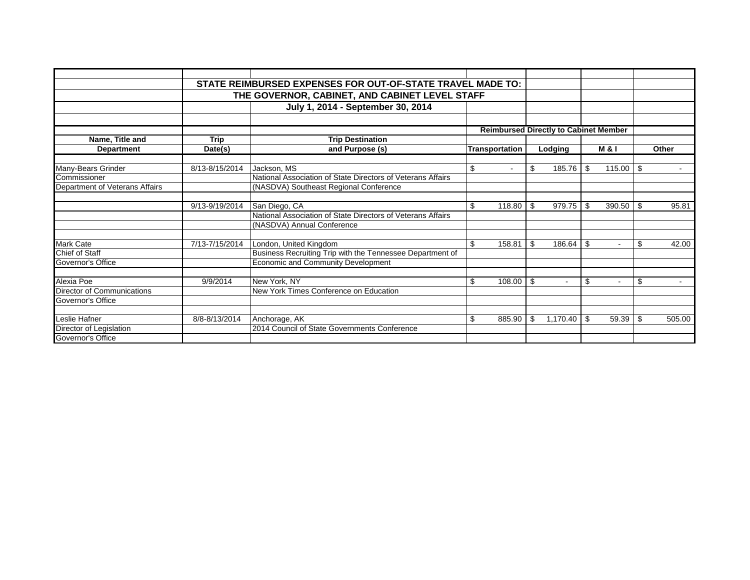## STATE REIMBURSED EXPENSES FOR OUT-OF-STATE TRAVEL MADE TO:
## THE GOVERNOR, CABINET, AND CABINET LEVEL STAFF
### July 1, 2014 - September 30, 2014

| Name, Title and Department | Trip Date(s) | Trip Destination and Purpose (s) | Reimbursed Directly to Cabinet Member: Transportation | Lodging | M & I | Other |
|---|---|---|---|---|---|---|
| Many-Bears Grinder | 8/13-8/15/2014 | Jackson, MS | $ - | $ 185.76 | $ 115.00 | $ - |
| Commissioner | | National Association of State Directors of Veterans Affairs | | | | |
| Department of Veterans Affairs | | (NASDVA) Southeast Regional Conference | | | | |
| | 9/13-9/19/2014 | San Diego, CA | $ 118.80 | $ 979.75 | $ 390.50 | $ 95.81 |
| | | National Association of State Directors of Veterans Affairs | | | | |
| | | (NASDVA) Annual Conference | | | | |
| Mark Cate | 7/13-7/15/2014 | London, United Kingdom | $ 158.81 | $ 186.64 | $ - | $ 42.00 |
| Chief of Staff | | Business Recruiting Trip with the Tennessee Department of | | | | |
| Governor's Office | | Economic and Community Development | | | | |
| Alexia Poe | 9/9/2014 | New York, NY | $ 108.00 | $ - | $ - | $ - |
| Director of Communications | | New York Times Conference on Education | | | | |
| Governor's Office | | | | | | |
| Leslie Hafner | 8/8-8/13/2014 | Anchorage, AK | $ 885.90 | $ 1,170.40 | $ 59.39 | $ 505.00 |
| Director of Legislation | | 2014 Council of State Governments Conference | | | | |
| Governor's Office | | | | | | |